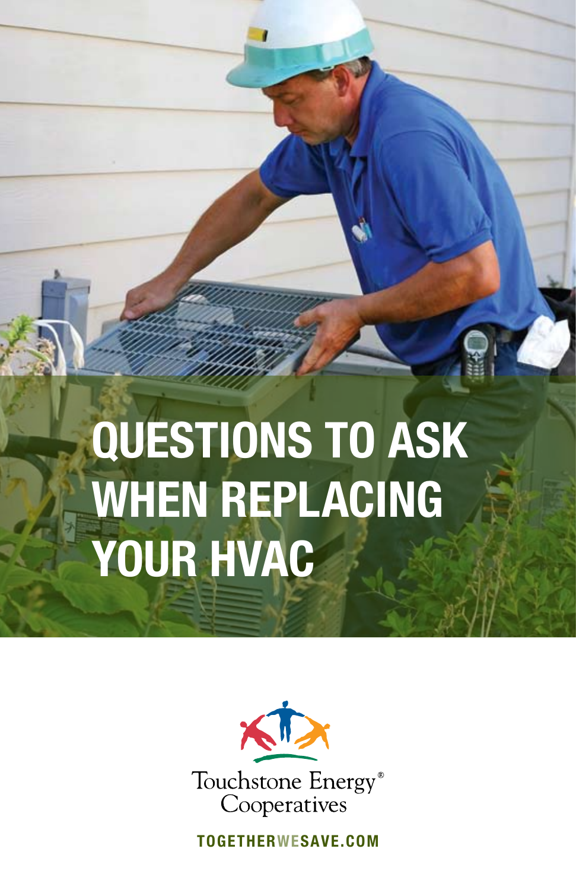# QUESTIONS TO ASK WHEN REPLACING YOUR HVAC

Touchstone Energy® Cooperatives

TOGETHERWESAVE.COM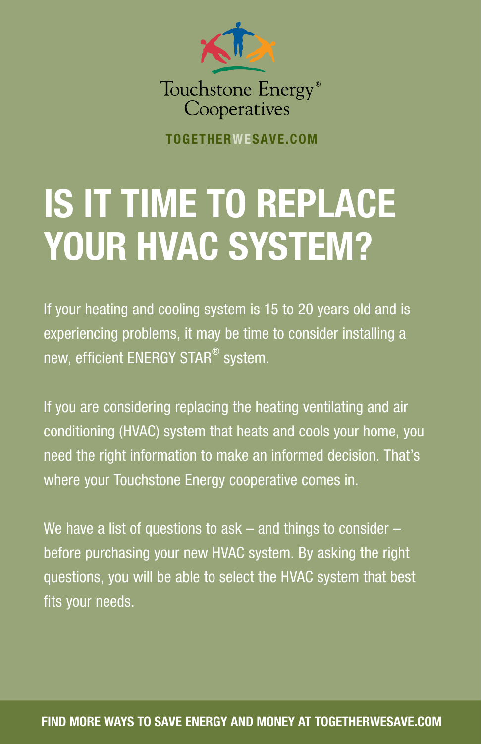Touchstone Energy® Cooperatives

TOGETHERWESAVE.COM

# IS IT TIME TO REPLACE YOUR HVAC SYSTEM?

If your heating and cooling system is 15 to 20 years old and is experiencing problems, it may be time to consider installing a new, efficient ENERGY STAR® system.

If you are considering replacing the heating ventilating and air conditioning (HVAC) system that heats and cools your home, you need the right information to make an informed decision. That's where your Touchstone Energy cooperative comes in.

We have a list of questions to ask – and things to consider – before purchasing your new HVAC system. By asking the right questions, you will be able to select the HVAC system that best fits your needs.

**FIND MORE WAYS TO SAVE ENERGY AND MONEY AT TOGETHERWESAVE.COM**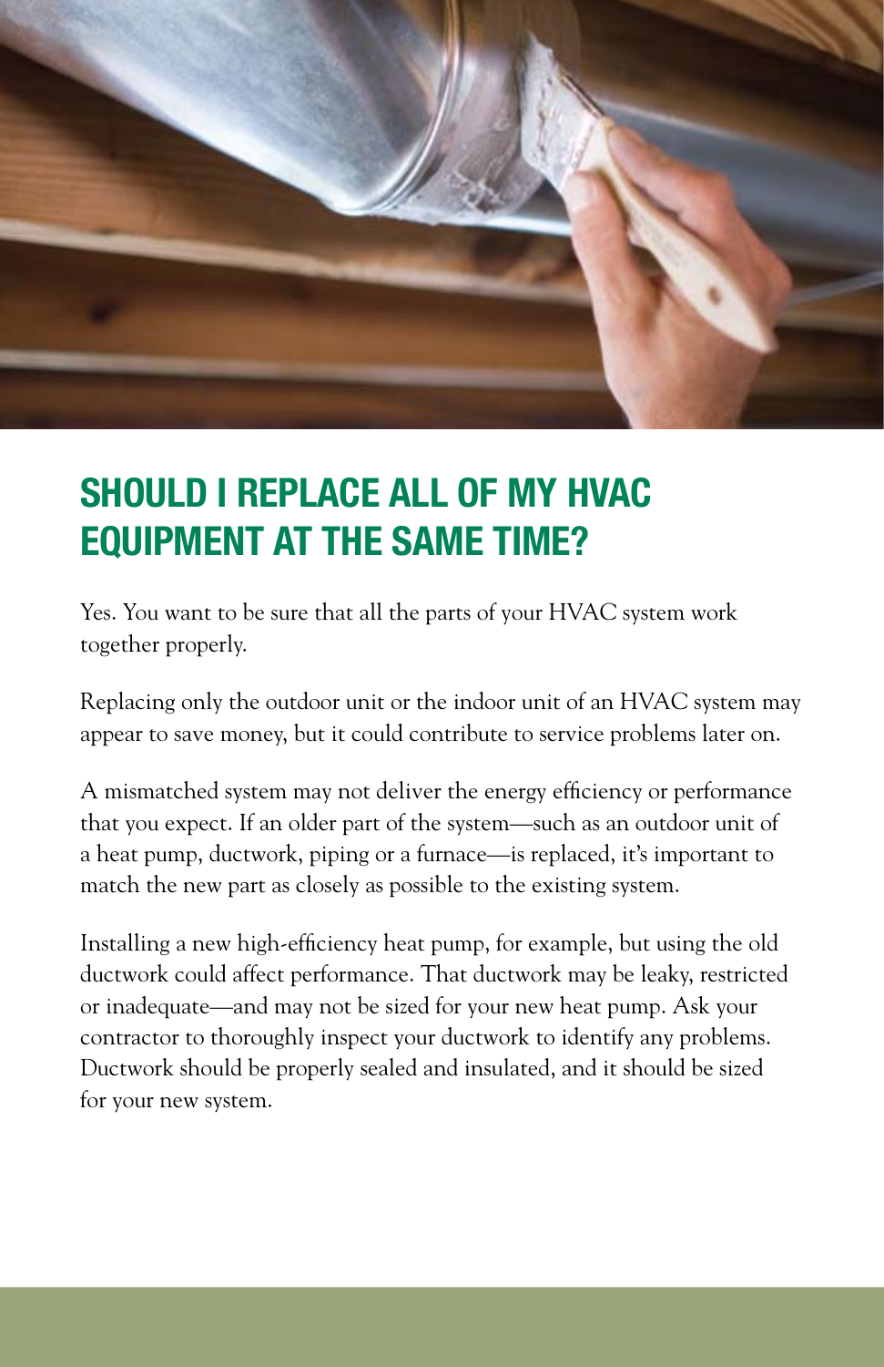## SHOULD I REPLACE ALL OF MY HVAC EQUIPMENT AT THE SAME TIME?

Yes. You want to be sure that all the parts of your HVAC system work together properly.

Replacing only the outdoor unit or the indoor unit of an HVAC system may appear to save money, but it could contribute to service problems later on.

A mismatched system may not deliver the energy efficiency or performance that you expect. If an older part of the system—such as an outdoor unit of a heat pump, ductwork, piping or a furnace—is replaced, it's important to match the new part as closely as possible to the existing system.

Installing a new high-efficiency heat pump, for example, but using the old ductwork could affect performance. That ductwork may be leaky, restricted or inadequate—and may not be sized for your new heat pump. Ask your contractor to thoroughly inspect your ductwork to identify any problems. Ductwork should be properly sealed and insulated, and it should be sized for your new system.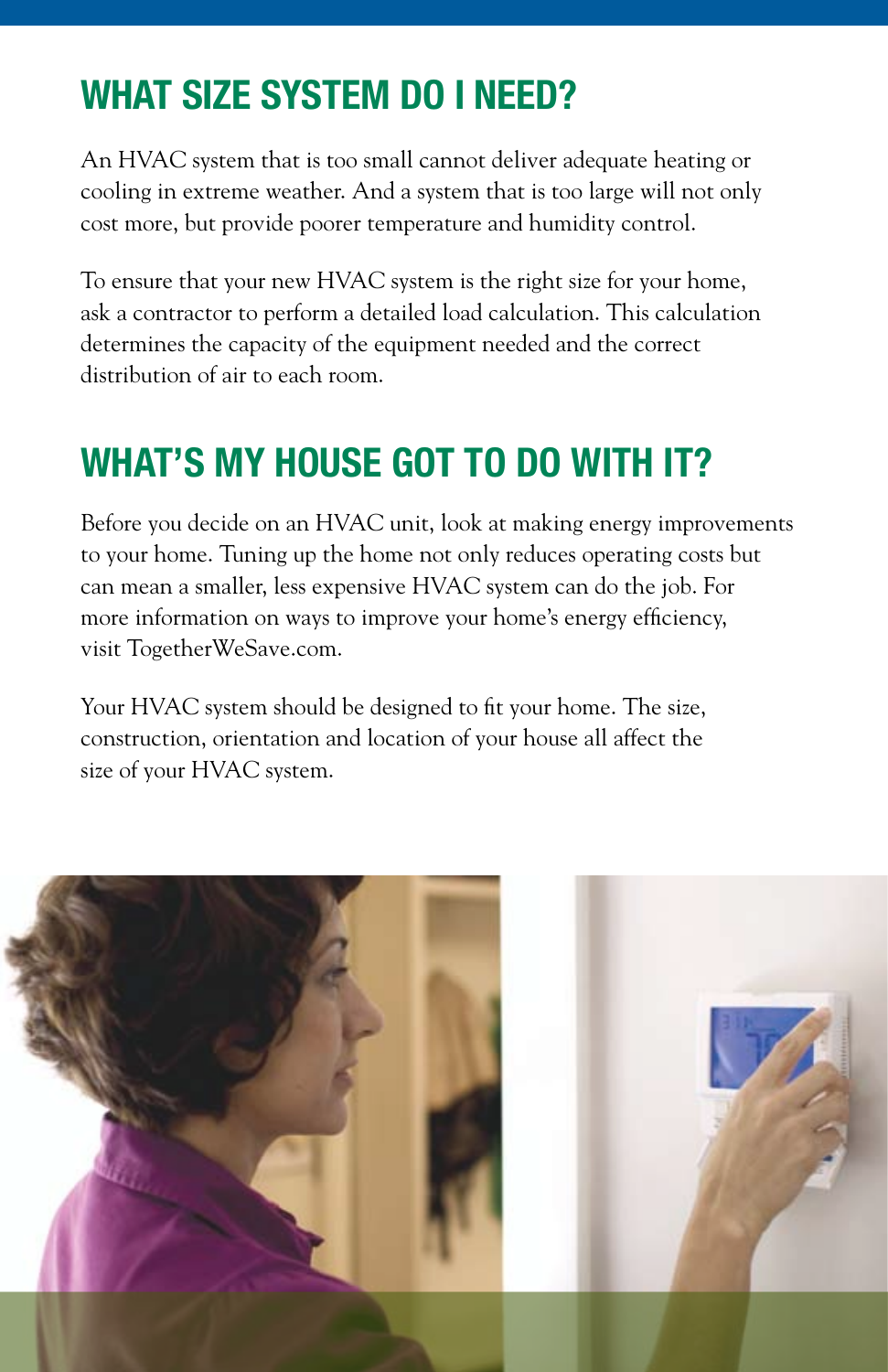## WHAT SIZE SYSTEM DO I NEED?

An HVAC system that is too small cannot deliver adequate heating or cooling in extreme weather. And a system that is too large will not only cost more, but provide poorer temperature and humidity control.

To ensure that your new HVAC system is the right size for your home, ask a contractor to perform a detailed load calculation. This calculation determines the capacity of the equipment needed and the correct distribution of air to each room.

## WHAT'S MY HOUSE GOT TO DO WITH IT?

Before you decide on an HVAC unit, look at making energy improvements to your home. Tuning up the home not only reduces operating costs but can mean a smaller, less expensive HVAC system can do the job. For more information on ways to improve your home's energy efficiency, visit TogetherWeSave.com.

Your HVAC system should be designed to fit your home. The size, construction, orientation and location of your house all affect the size of your HVAC system.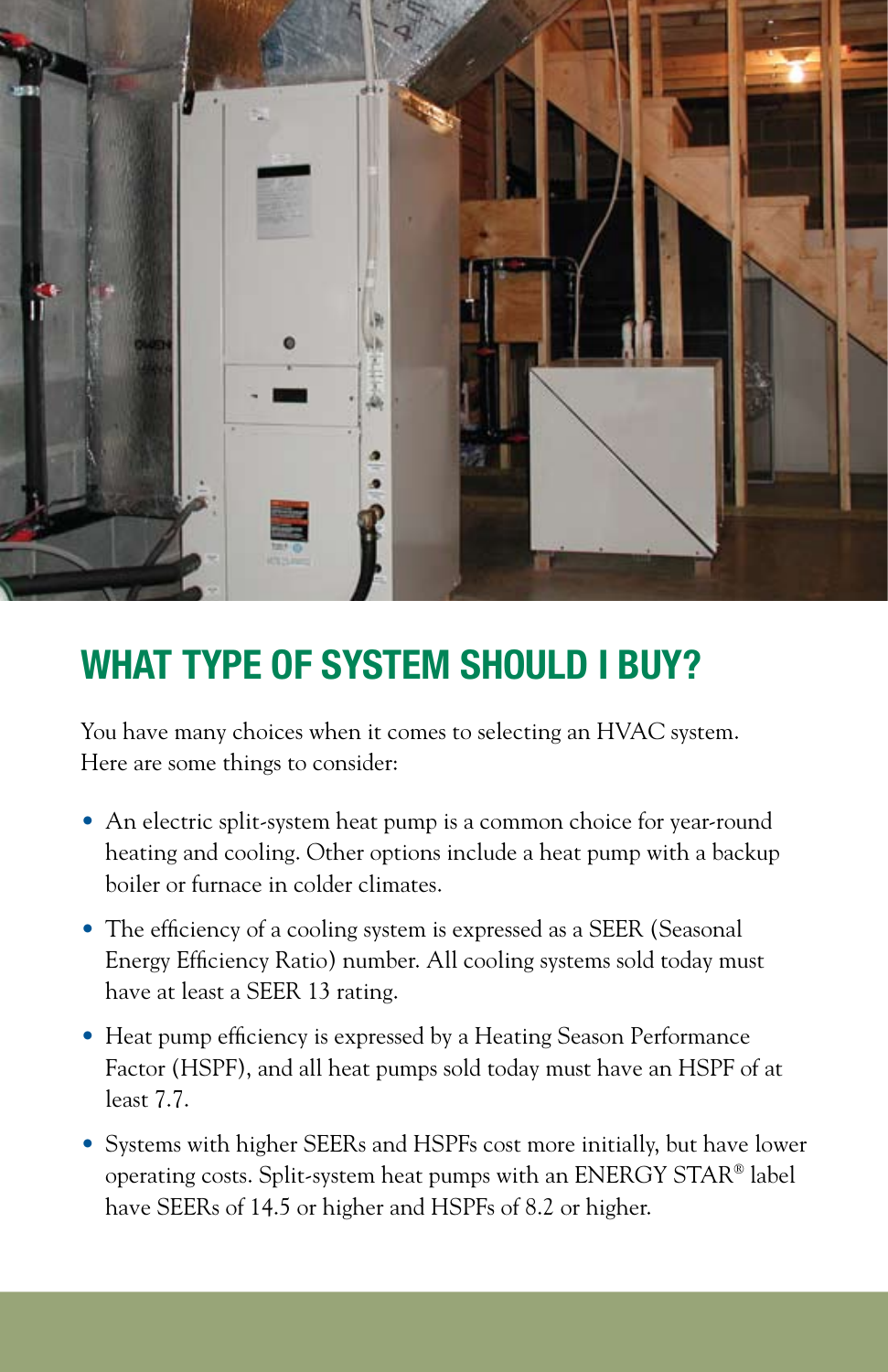## WHAT TYPE OF SYSTEM SHOULD I BUY?

You have many choices when it comes to selecting an HVAC system. Here are some things to consider:

- An electric split-system heat pump is a common choice for year-round heating and cooling. Other options include a heat pump with a backup boiler or furnace in colder climates.
- The efficiency of a cooling system is expressed as a SEER (Seasonal Energy Efficiency Ratio) number. All cooling systems sold today must have at least a SEER 13 rating.
- Heat pump efficiency is expressed by a Heating Season Performance Factor (HSPF), and all heat pumps sold today must have an HSPF of at least 7.7.
- Systems with higher SEERs and HSPFs cost more initially, but have lower operating costs. Split-system heat pumps with an ENERGY STAR® label have SEERs of 14.5 or higher and HSPFs of 8.2 or higher.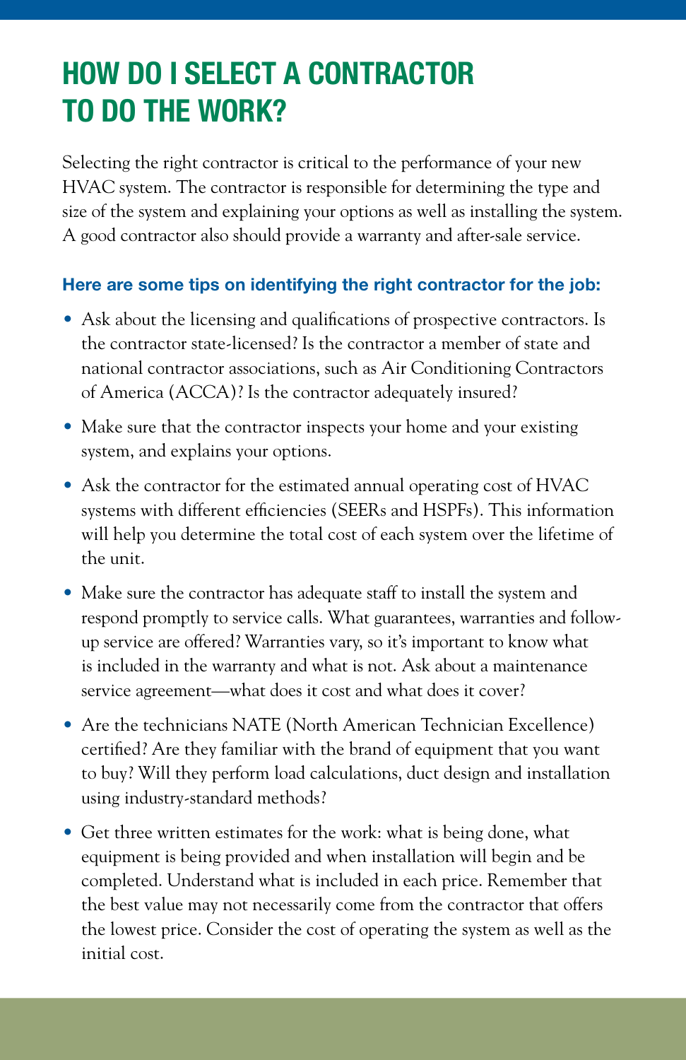# HOW DO I SELECT A CONTRACTOR TO DO THE WORK?

Selecting the right contractor is critical to the performance of your new HVAC system. The contractor is responsible for determining the type and size of the system and explaining your options as well as installing the system. A good contractor also should provide a warranty and after-sale service.

### Here are some tips on identifying the right contractor for the job:

- Ask about the licensing and qualifications of prospective contractors. Is the contractor state-licensed? Is the contractor a member of state and national contractor associations, such as Air Conditioning Contractors of America (ACCA)? Is the contractor adequately insured?
- Make sure that the contractor inspects your home and your existing system, and explains your options.
- Ask the contractor for the estimated annual operating cost of HVAC systems with different efficiencies (SEERs and HSPFs). This information will help you determine the total cost of each system over the lifetime of the unit.
- Make sure the contractor has adequate staff to install the system and respond promptly to service calls. What guarantees, warranties and follow-up service are offered? Warranties vary, so it's important to know what is included in the warranty and what is not. Ask about a maintenance service agreement—what does it cost and what does it cover?
- Are the technicians NATE (North American Technician Excellence) certified? Are they familiar with the brand of equipment that you want to buy? Will they perform load calculations, duct design and installation using industry-standard methods?
- Get three written estimates for the work: what is being done, what equipment is being provided and when installation will begin and be completed. Understand what is included in each price. Remember that the best value may not necessarily come from the contractor that offers the lowest price. Consider the cost of operating the system as well as the initial cost.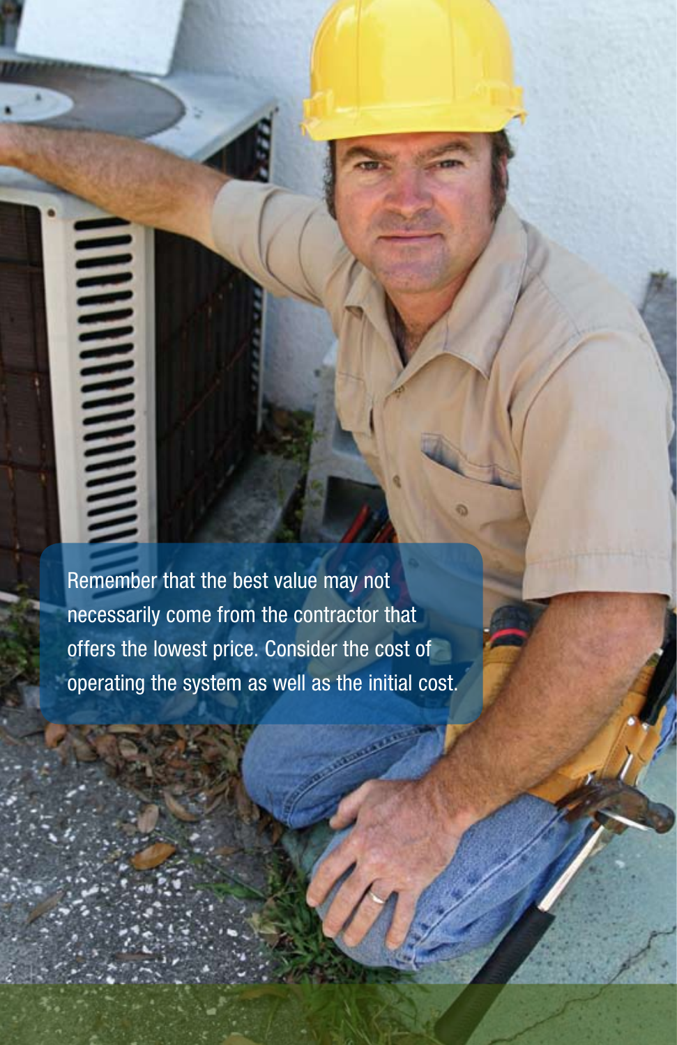Remember that the best value may not necessarily come from the contractor that offers the lowest price. Consider the cost of operating the system as well as the initial cost.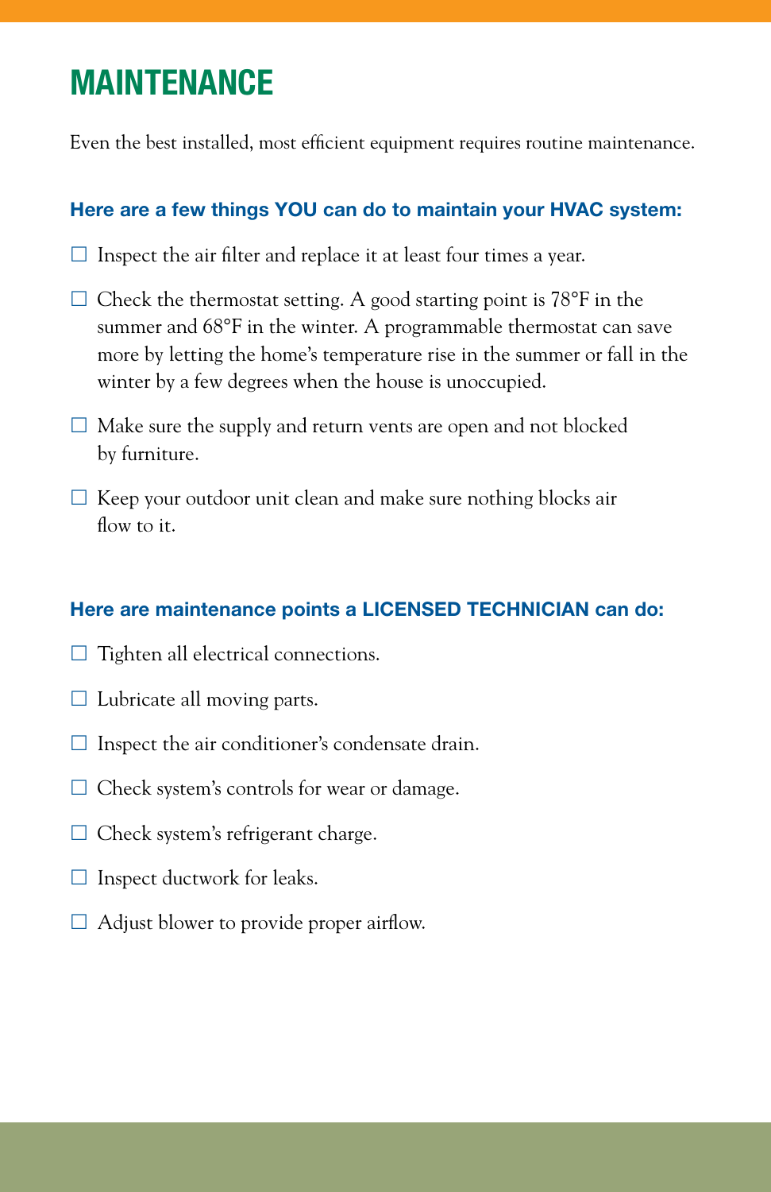# MAINTENANCE

Even the best installed, most efficient equipment requires routine maintenance.

### Here are a few things YOU can do to maintain your HVAC system:

- ☐ Inspect the air filter and replace it at least four times a year.
- ☐ Check the thermostat setting. A good starting point is 78°F in the summer and 68°F in the winter. A programmable thermostat can save more by letting the home's temperature rise in the summer or fall in the winter by a few degrees when the house is unoccupied.
- ☐ Make sure the supply and return vents are open and not blocked by furniture.
- ☐ Keep your outdoor unit clean and make sure nothing blocks air flow to it.

### Here are maintenance points a LICENSED TECHNICIAN can do:

- ☐ Tighten all electrical connections.
- ☐ Lubricate all moving parts.
- ☐ Inspect the air conditioner's condensate drain.
- ☐ Check system's controls for wear or damage.
- ☐ Check system's refrigerant charge.
- ☐ Inspect ductwork for leaks.
- ☐ Adjust blower to provide proper airflow.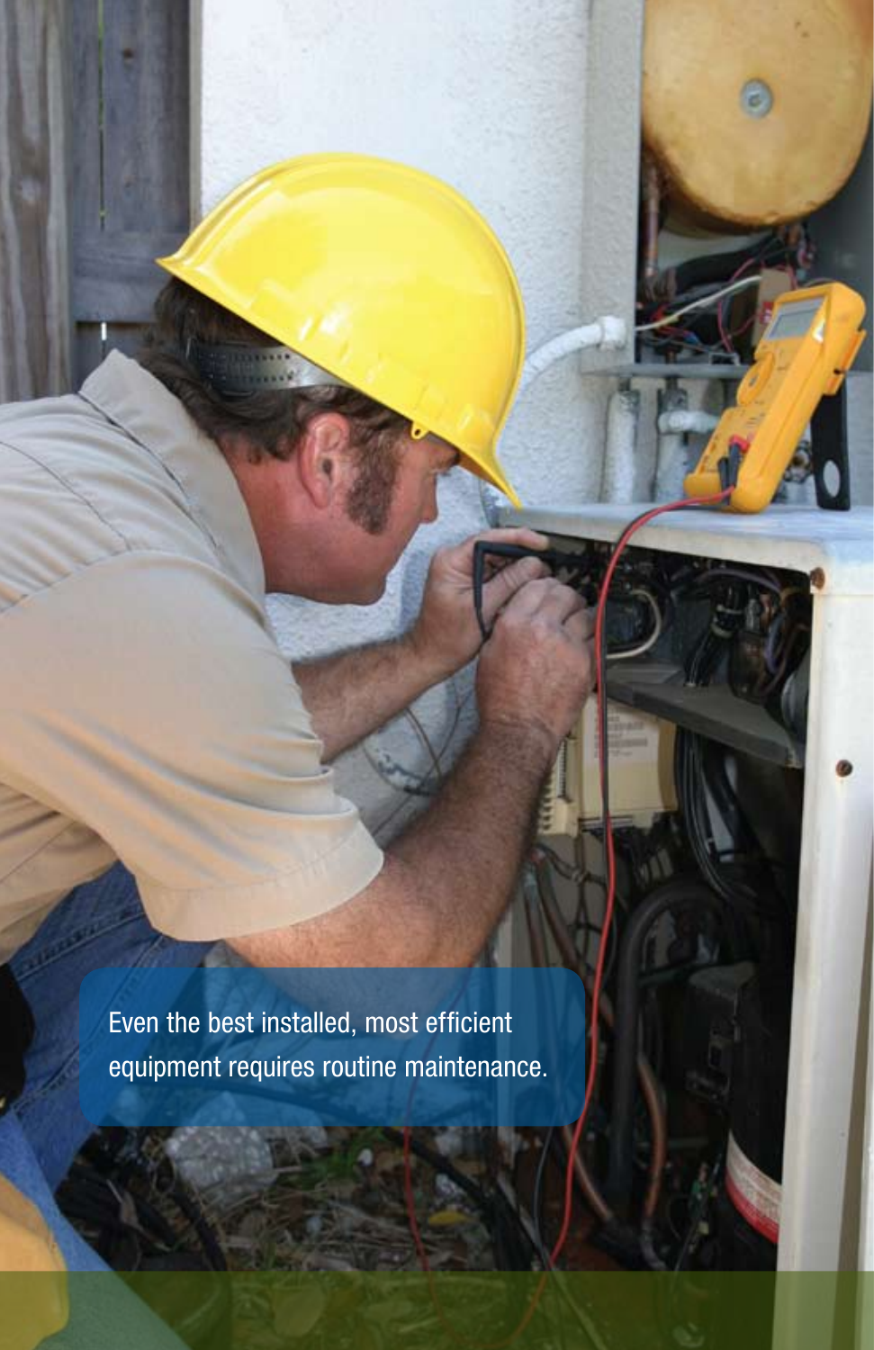Even the best installed, most efficient equipment requires routine maintenance.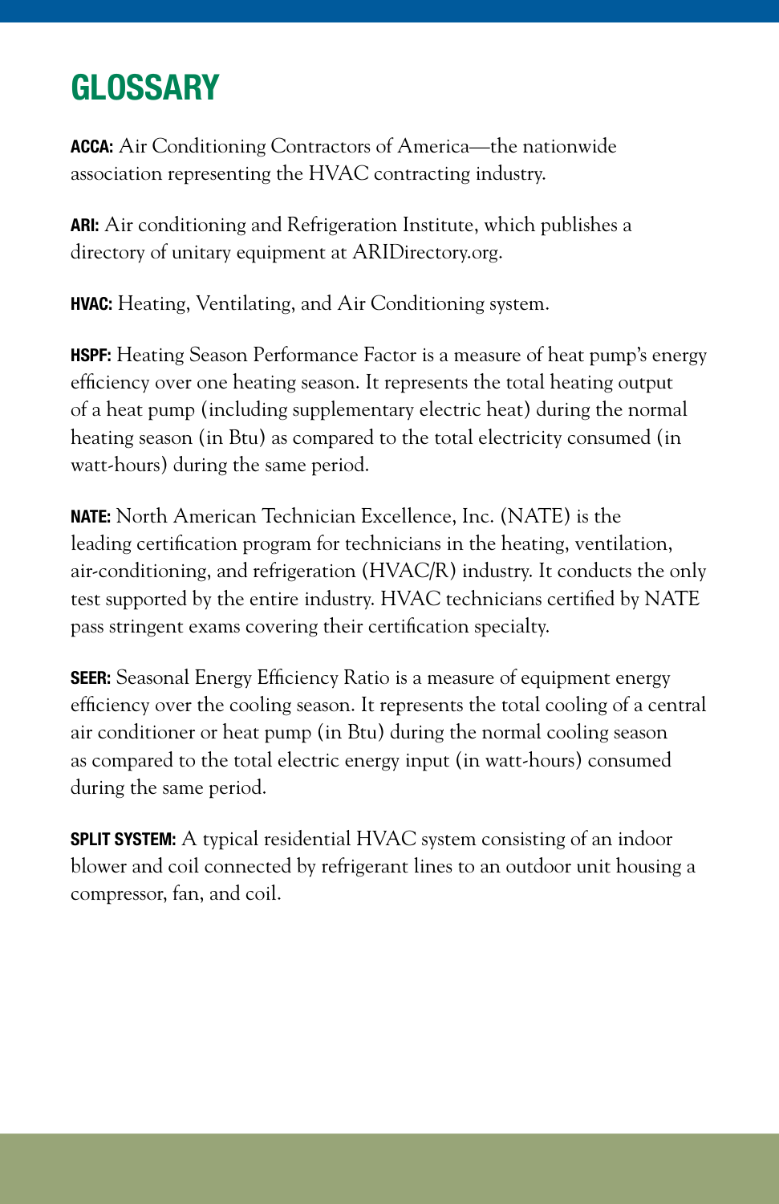# GLOSSARY

**ACCA:** Air Conditioning Contractors of America—the nationwide association representing the HVAC contracting industry.

**ARI:** Air conditioning and Refrigeration Institute, which publishes a directory of unitary equipment at ARIDirectory.org.

**HVAC:** Heating, Ventilating, and Air Conditioning system.

**HSPF:** Heating Season Performance Factor is a measure of heat pump's energy efficiency over one heating season. It represents the total heating output of a heat pump (including supplementary electric heat) during the normal heating season (in Btu) as compared to the total electricity consumed (in watt-hours) during the same period.

**NATE:** North American Technician Excellence, Inc. (NATE) is the leading certification program for technicians in the heating, ventilation, air-conditioning, and refrigeration (HVAC/R) industry. It conducts the only test supported by the entire industry. HVAC technicians certified by NATE pass stringent exams covering their certification specialty.

**SEER:** Seasonal Energy Efficiency Ratio is a measure of equipment energy efficiency over the cooling season. It represents the total cooling of a central air conditioner or heat pump (in Btu) during the normal cooling season as compared to the total electric energy input (in watt-hours) consumed during the same period.

**SPLIT SYSTEM:** A typical residential HVAC system consisting of an indoor blower and coil connected by refrigerant lines to an outdoor unit housing a compressor, fan, and coil.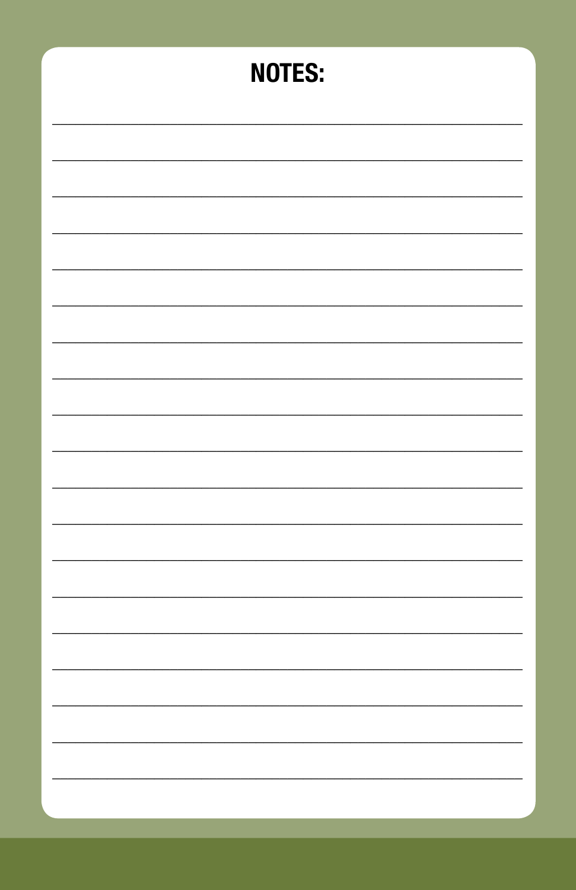# NOTES: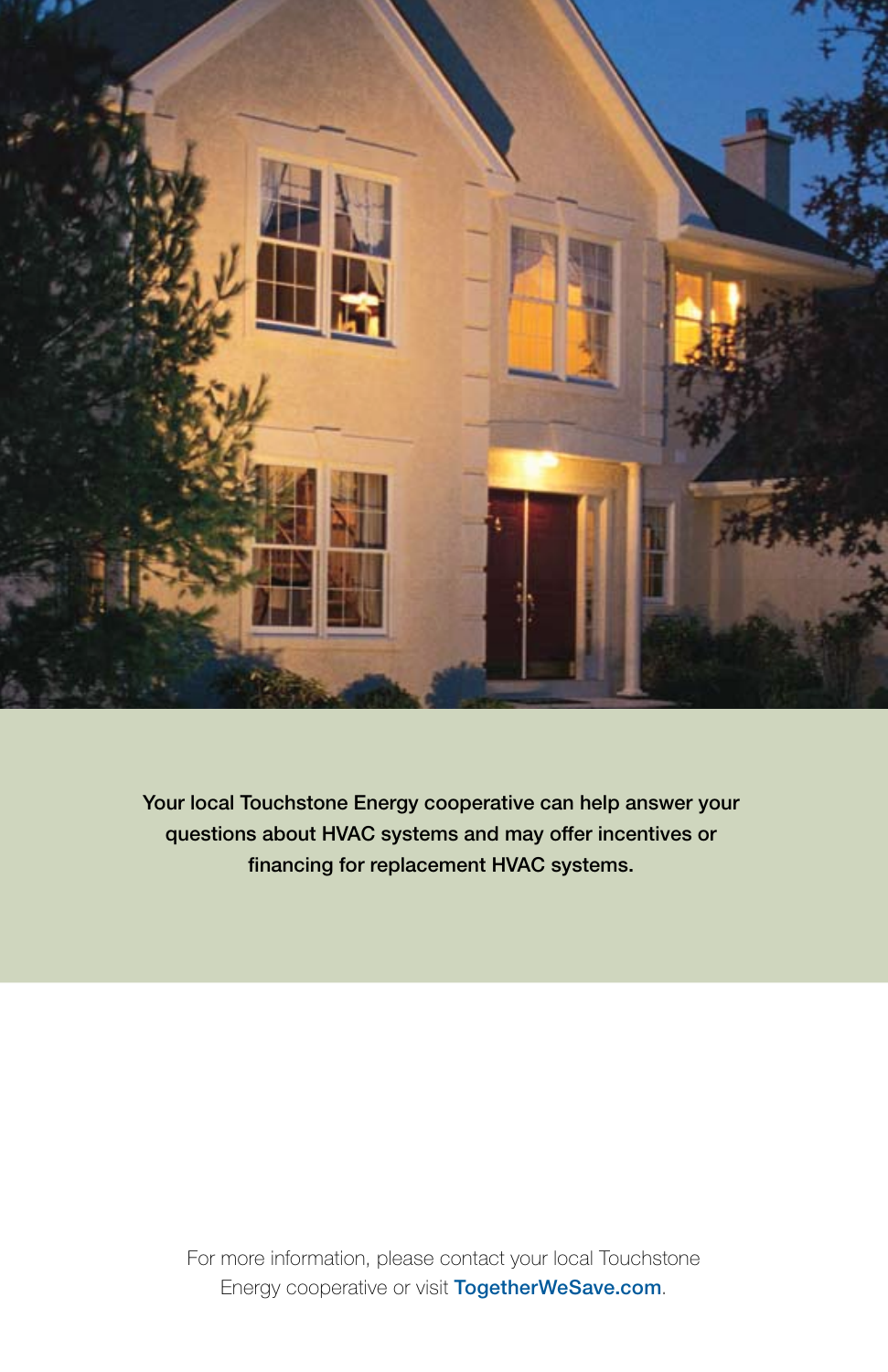**Your local Touchstone Energy cooperative can help answer your questions about HVAC systems and may offer incentives or financing for replacement HVAC systems.**

For more information, please contact your local Touchstone Energy cooperative or visit **TogetherWeSave.com**.